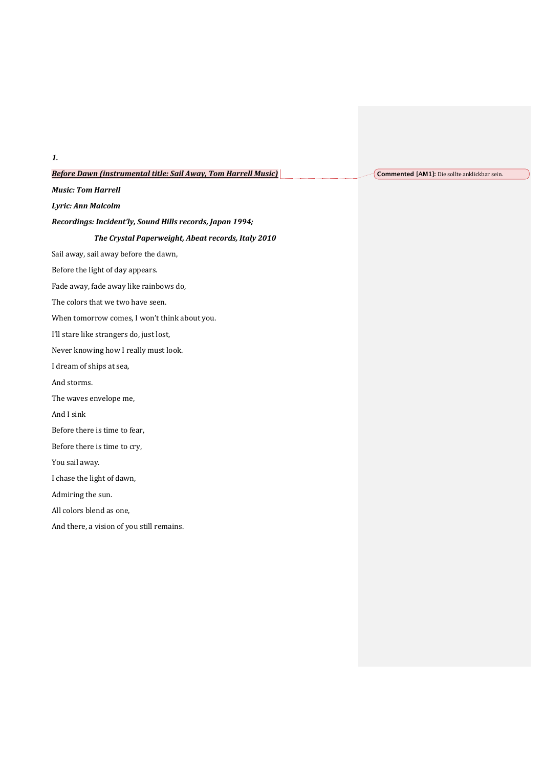***1.***

***Before Dawn (instrumental title: Sail Away, Tom Harrell Music)***

***Music: Tom Harrell***

***Lyric: Ann Malcolm***

***Recordings: Incident'ly, Sound Hills records, Japan 1994;***

***The Crystal Paperweight, Abeat records, Italy 2010***

Sail away, sail away before the dawn,

Before the light of day appears.

Fade away, fade away like rainbows do,

The colors that we two have seen.

When tomorrow comes, I won't think about you.

I'll stare like strangers do, just lost,

Never knowing how I really must look.

I dream of ships at sea,

And storms.

The waves envelope me,

And I sink

Before there is time to fear,

Before there is time to cry,

You sail away.

I chase the light of dawn,

Admiring the sun.

All colors blend as one,

And there, a vision of you still remains.

**Commented [AM1]:** Die sollte anklickbar sein.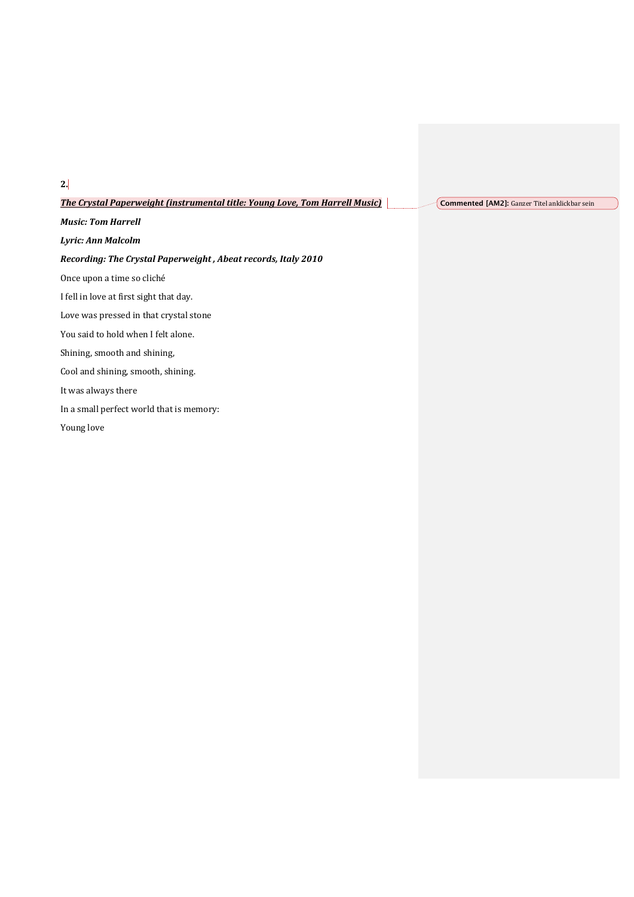**2.**

***The Crystal Paperweight (instrumental title: Young Love, Tom Harrell Music)***

***Music: Tom Harrell***

***Lyric: Ann Malcolm***

***Recording: The Crystal Paperweight , Abeat records, Italy 2010***

Once upon a time so cliché

I fell in love at first sight that day.

Love was pressed in that crystal stone

You said to hold when I felt alone.

Shining, smooth and shining,

Cool and shining, smooth, shining.

It was always there

In a small perfect world that is memory:

Young love

**Commented [AM2]:** Ganzer Titel anklickbar sein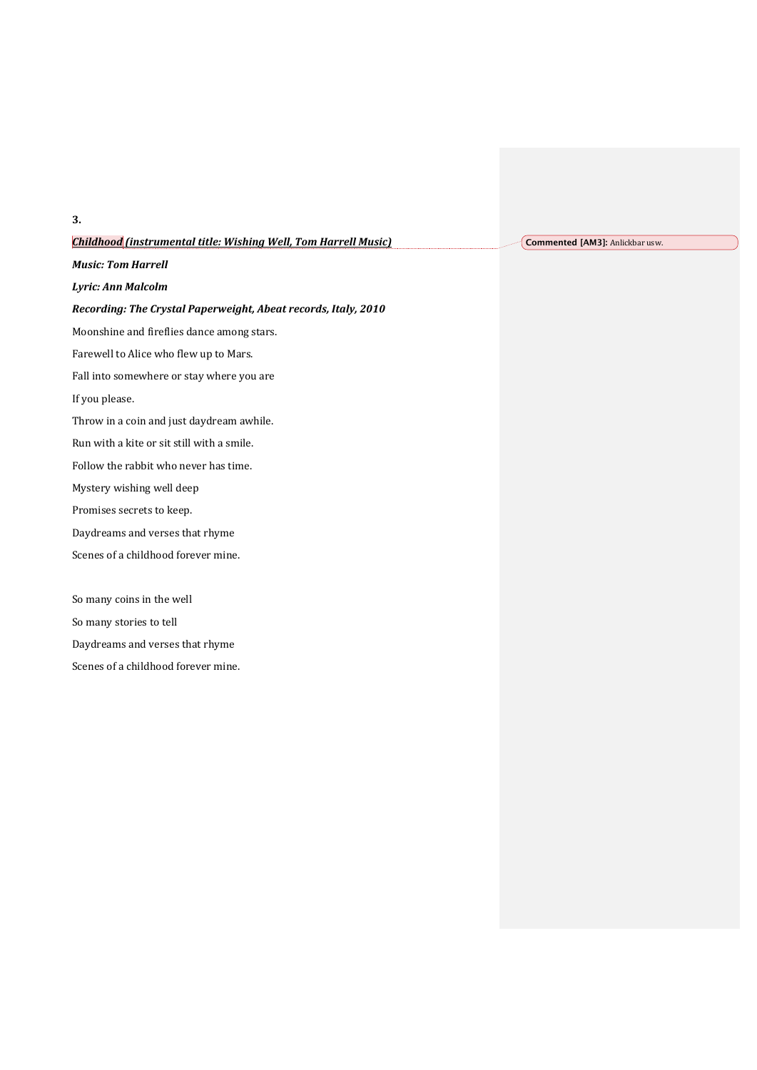**3.**

***Childhood (instrumental title: Wishing Well, Tom Harrell Music)***

***Music: Tom Harrell***

***Lyric: Ann Malcolm***

***Recording: The Crystal Paperweight, Abeat records, Italy, 2010***

Moonshine and fireflies dance among stars.

Farewell to Alice who flew up to Mars.

Fall into somewhere or stay where you are

If you please.

Throw in a coin and just daydream awhile.

Run with a kite or sit still with a smile.

Follow the rabbit who never has time.

Mystery wishing well deep

Promises secrets to keep.

Daydreams and verses that rhyme

Scenes of a childhood forever mine.

So many coins in the well

So many stories to tell

Daydreams and verses that rhyme

Scenes of a childhood forever mine.

**Commented [AM3]:** Anlickbar usw.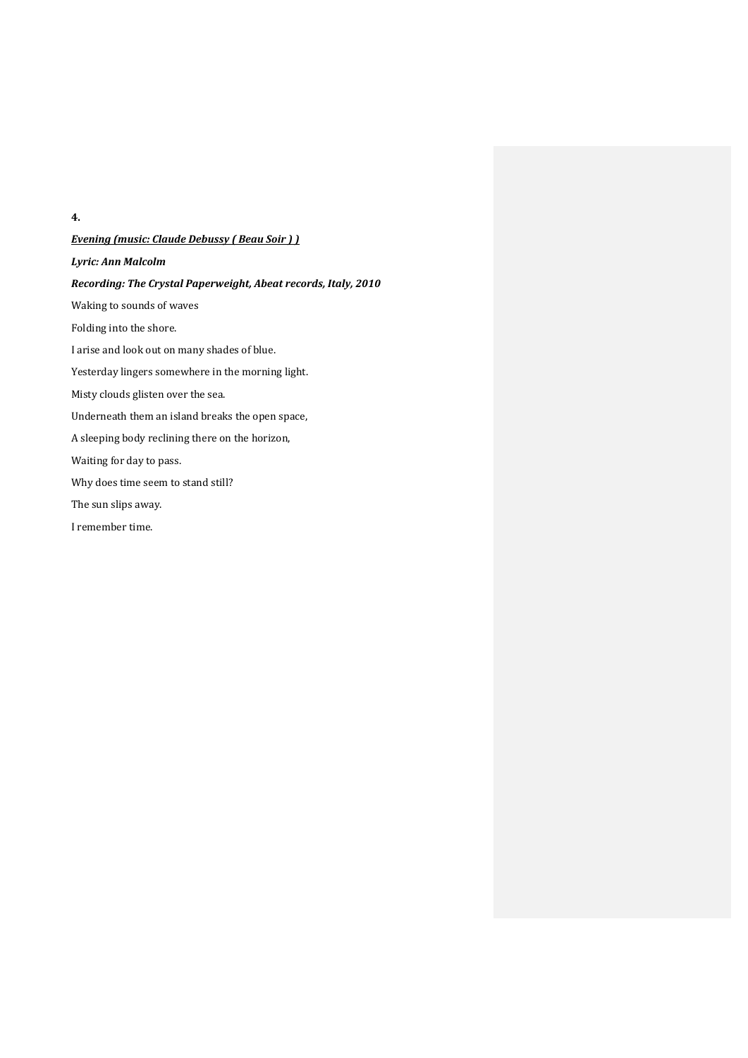**4.**

***<u>Evening (music: Claude Debussy ( Beau Soir ) )</u>***

***Lyric: Ann Malcolm***

***Recording: The Crystal Paperweight, Abeat records, Italy, 2010***

Waking to sounds of waves

Folding into the shore.

I arise and look out on many shades of blue.

Yesterday lingers somewhere in the morning light.

Misty clouds glisten over the sea.

Underneath them an island breaks the open space,

A sleeping body reclining there on the horizon,

Waiting for day to pass.

Why does time seem to stand still?

The sun slips away.

I remember time.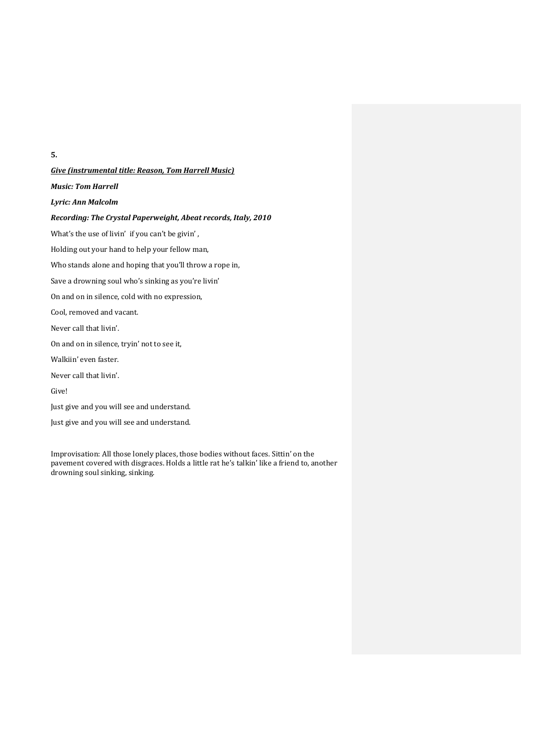**5.**

***<u>Give (instrumental title: Reason, Tom Harrell Music)</u>***

***Music: Tom Harrell***

***Lyric: Ann Malcolm***

***Recording: The Crystal Paperweight, Abeat records, Italy, 2010***

What's the use of livin' if you can't be givin' ,

Holding out your hand to help your fellow man,

Who stands alone and hoping that you'll throw a rope in,

Save a drowning soul who's sinking as you're livin'

On and on in silence, cold with no expression,

Cool, removed and vacant.

Never call that livin'.

On and on in silence, tryin' not to see it,

Walkiin' even faster.

Never call that livin'.

Give!

Just give and you will see and understand.

Just give and you will see and understand.

Improvisation: All those lonely places, those bodies without faces. Sittin' on the pavement covered with disgraces. Holds a little rat he's talkin' like a friend to, another drowning soul sinking, sinking.